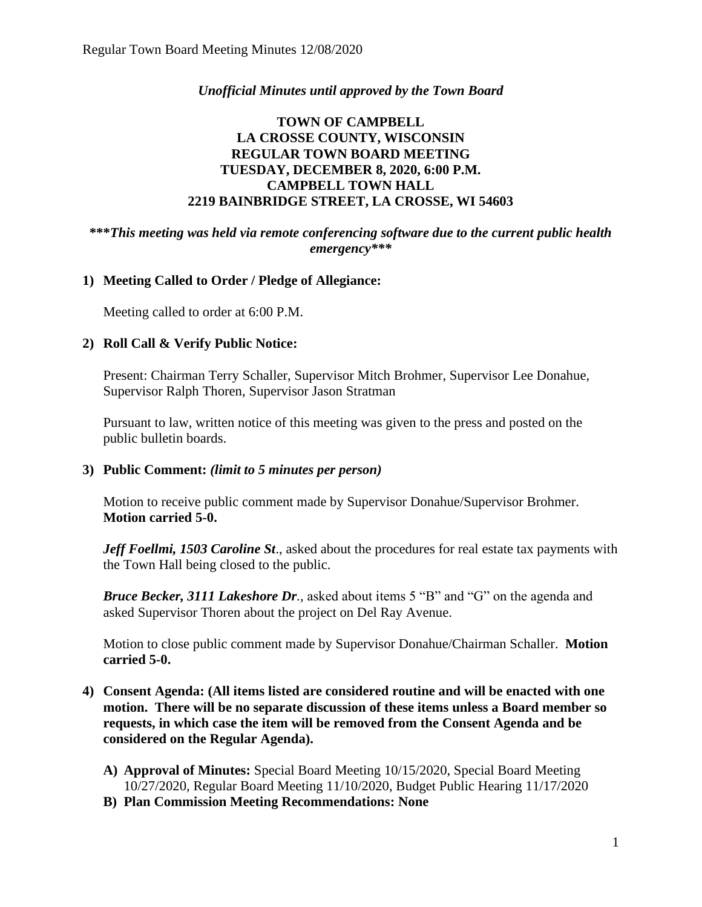*Unofficial Minutes until approved by the Town Board*

# TOWN OF CAMPBELL
# LA CROSSE COUNTY, WISCONSIN
# REGULAR TOWN BOARD MEETING
# TUESDAY, DECEMBER 8, 2020, 6:00 P.M.
# CAMPBELL TOWN HALL
# 2219 BAINBRIDGE STREET, LA CROSSE, WI 54603

***\*\*\*This meeting was held via remote conferencing software due to the current public health emergency\*\*\****

## 1) Meeting Called to Order / Pledge of Allegiance:

Meeting called to order at 6:00 P.M.

## 2) Roll Call & Verify Public Notice:

Present: Chairman Terry Schaller, Supervisor Mitch Brohmer, Supervisor Lee Donahue, Supervisor Ralph Thoren, Supervisor Jason Stratman

Pursuant to law, written notice of this meeting was given to the press and posted on the public bulletin boards.

## 3) Public Comment: *(limit to 5 minutes per person)*

Motion to receive public comment made by Supervisor Donahue/Supervisor Brohmer. **Motion carried 5-0.**

***Jeff Foellmi, 1503 Caroline St*.**, asked about the procedures for real estate tax payments with the Town Hall being closed to the public.

***Bruce Becker, 3111 Lakeshore Dr*.**, asked about items 5 "B" and "G" on the agenda and asked Supervisor Thoren about the project on Del Ray Avenue.

Motion to close public comment made by Supervisor Donahue/Chairman Schaller. **Motion carried 5-0.**

## 4) Consent Agenda: (All items listed are considered routine and will be enacted with one motion. There will be no separate discussion of these items unless a Board member so requests, in which case the item will be removed from the Consent Agenda and be considered on the Regular Agenda).

- **A) Approval of Minutes:** Special Board Meeting 10/15/2020, Special Board Meeting 10/27/2020, Regular Board Meeting 11/10/2020, Budget Public Hearing 11/17/2020
- **B) Plan Commission Meeting Recommendations: None**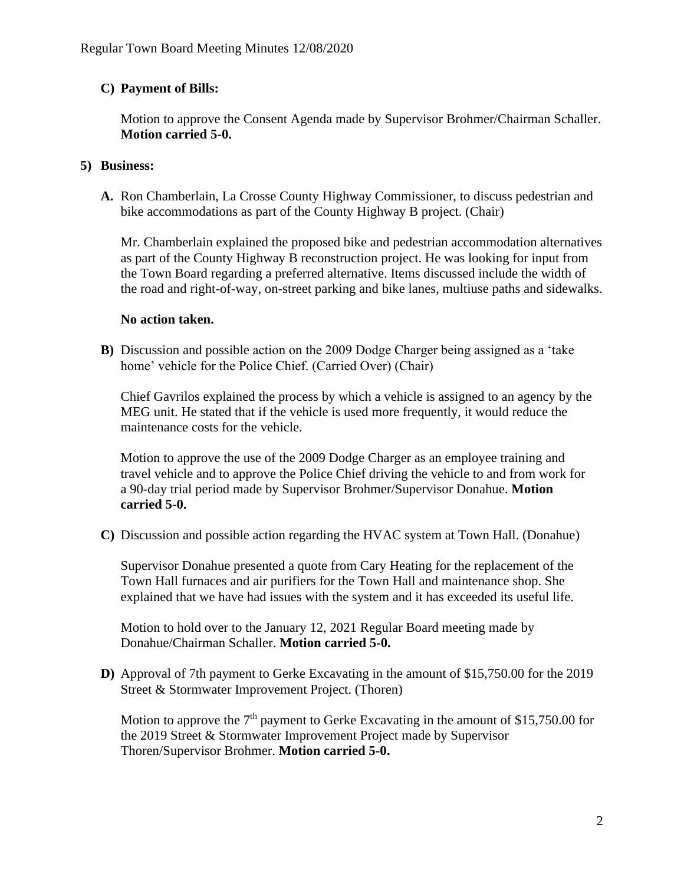**C) Payment of Bills:**

Motion to approve the Consent Agenda made by Supervisor Brohmer/Chairman Schaller. **Motion carried 5-0.**

**5) Business:**

**A.** Ron Chamberlain, La Crosse County Highway Commissioner, to discuss pedestrian and bike accommodations as part of the County Highway B project. (Chair)

Mr. Chamberlain explained the proposed bike and pedestrian accommodation alternatives as part of the County Highway B reconstruction project. He was looking for input from the Town Board regarding a preferred alternative. Items discussed include the width of the road and right-of-way, on-street parking and bike lanes, multiuse paths and sidewalks.

**No action taken.**

**B)** Discussion and possible action on the 2009 Dodge Charger being assigned as a 'take home' vehicle for the Police Chief. (Carried Over) (Chair)

Chief Gavrilos explained the process by which a vehicle is assigned to an agency by the MEG unit. He stated that if the vehicle is used more frequently, it would reduce the maintenance costs for the vehicle.

Motion to approve the use of the 2009 Dodge Charger as an employee training and travel vehicle and to approve the Police Chief driving the vehicle to and from work for a 90-day trial period made by Supervisor Brohmer/Supervisor Donahue. **Motion carried 5-0.**

**C)** Discussion and possible action regarding the HVAC system at Town Hall. (Donahue)

Supervisor Donahue presented a quote from Cary Heating for the replacement of the Town Hall furnaces and air purifiers for the Town Hall and maintenance shop. She explained that we have had issues with the system and it has exceeded its useful life.

Motion to hold over to the January 12, 2021 Regular Board meeting made by Donahue/Chairman Schaller. **Motion carried 5-0.**

**D)** Approval of 7th payment to Gerke Excavating in the amount of $15,750.00 for the 2019 Street & Stormwater Improvement Project. (Thoren)

Motion to approve the 7th payment to Gerke Excavating in the amount of $15,750.00 for the 2019 Street & Stormwater Improvement Project made by Supervisor Thoren/Supervisor Brohmer. **Motion carried 5-0.**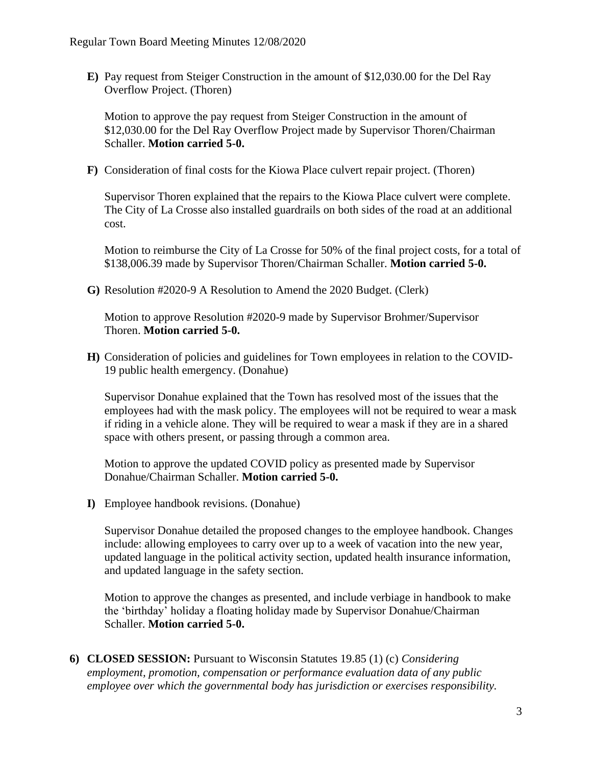**E)** Pay request from Steiger Construction in the amount of $12,030.00 for the Del Ray Overflow Project. (Thoren)

Motion to approve the pay request from Steiger Construction in the amount of $12,030.00 for the Del Ray Overflow Project made by Supervisor Thoren/Chairman Schaller. **Motion carried 5-0.**

**F)** Consideration of final costs for the Kiowa Place culvert repair project. (Thoren)

Supervisor Thoren explained that the repairs to the Kiowa Place culvert were complete. The City of La Crosse also installed guardrails on both sides of the road at an additional cost.

Motion to reimburse the City of La Crosse for 50% of the final project costs, for a total of $138,006.39 made by Supervisor Thoren/Chairman Schaller. **Motion carried 5-0.**

**G)** Resolution #2020-9 A Resolution to Amend the 2020 Budget. (Clerk)

Motion to approve Resolution #2020-9 made by Supervisor Brohmer/Supervisor Thoren. **Motion carried 5-0.**

**H)** Consideration of policies and guidelines for Town employees in relation to the COVID-19 public health emergency. (Donahue)

Supervisor Donahue explained that the Town has resolved most of the issues that the employees had with the mask policy. The employees will not be required to wear a mask if riding in a vehicle alone. They will be required to wear a mask if they are in a shared space with others present, or passing through a common area.

Motion to approve the updated COVID policy as presented made by Supervisor Donahue/Chairman Schaller. **Motion carried 5-0.**

**I)** Employee handbook revisions. (Donahue)

Supervisor Donahue detailed the proposed changes to the employee handbook. Changes include: allowing employees to carry over up to a week of vacation into the new year, updated language in the political activity section, updated health insurance information, and updated language in the safety section.

Motion to approve the changes as presented, and include verbiage in handbook to make the 'birthday' holiday a floating holiday made by Supervisor Donahue/Chairman Schaller. **Motion carried 5-0.**

**6) CLOSED SESSION:** Pursuant to Wisconsin Statutes 19.85 (1) (c) *Considering employment, promotion, compensation or performance evaluation data of any public employee over which the governmental body has jurisdiction or exercises responsibility.*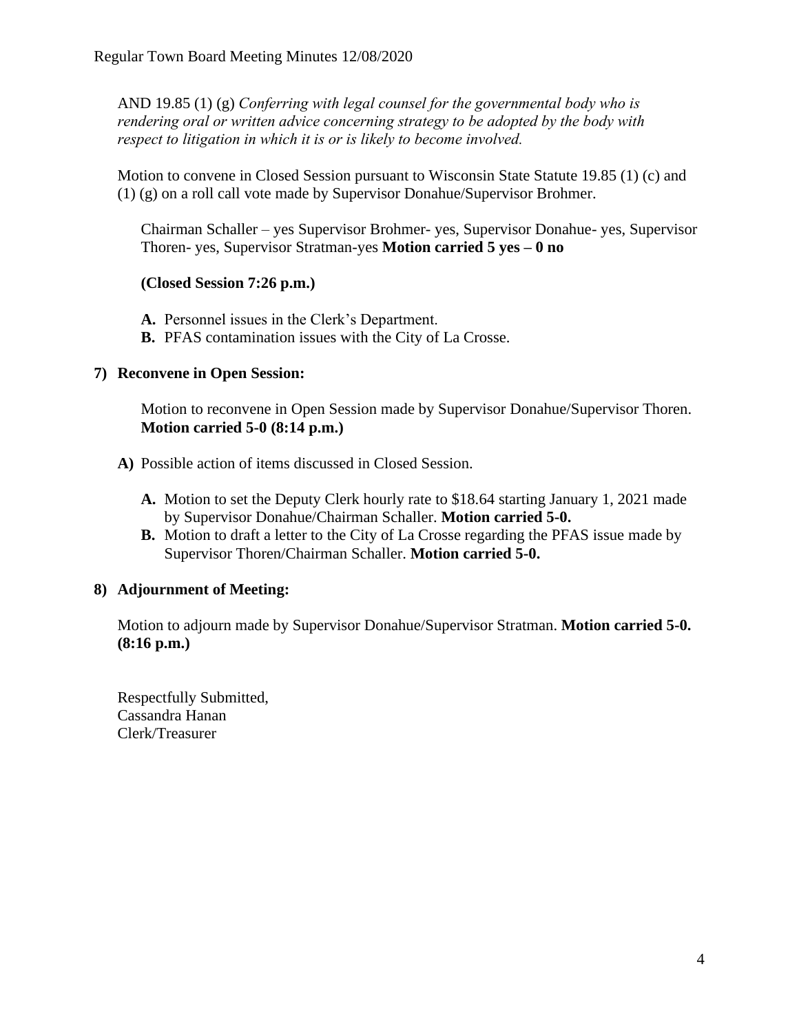AND 19.85 (1) (g) *Conferring with legal counsel for the governmental body who is rendering oral or written advice concerning strategy to be adopted by the body with respect to litigation in which it is or is likely to become involved.*

Motion to convene in Closed Session pursuant to Wisconsin State Statute 19.85 (1) (c) and (1) (g) on a roll call vote made by Supervisor Donahue/Supervisor Brohmer.

Chairman Schaller – yes Supervisor Brohmer- yes, Supervisor Donahue- yes, Supervisor Thoren- yes, Supervisor Stratman-yes **Motion carried 5 yes – 0 no**

**(Closed Session 7:26 p.m.)**

**A.** Personnel issues in the Clerk's Department.
**B.** PFAS contamination issues with the City of La Crosse.

## 7) Reconvene in Open Session:

Motion to reconvene in Open Session made by Supervisor Donahue/Supervisor Thoren. **Motion carried 5-0 (8:14 p.m.)**

**A)** Possible action of items discussed in Closed Session.

**A.** Motion to set the Deputy Clerk hourly rate to $18.64 starting January 1, 2021 made by Supervisor Donahue/Chairman Schaller. **Motion carried 5-0.**
**B.** Motion to draft a letter to the City of La Crosse regarding the PFAS issue made by Supervisor Thoren/Chairman Schaller. **Motion carried 5-0.**

## 8) Adjournment of Meeting:

Motion to adjourn made by Supervisor Donahue/Supervisor Stratman. **Motion carried 5-0. (8:16 p.m.)**

Respectfully Submitted,
Cassandra Hanan
Clerk/Treasurer